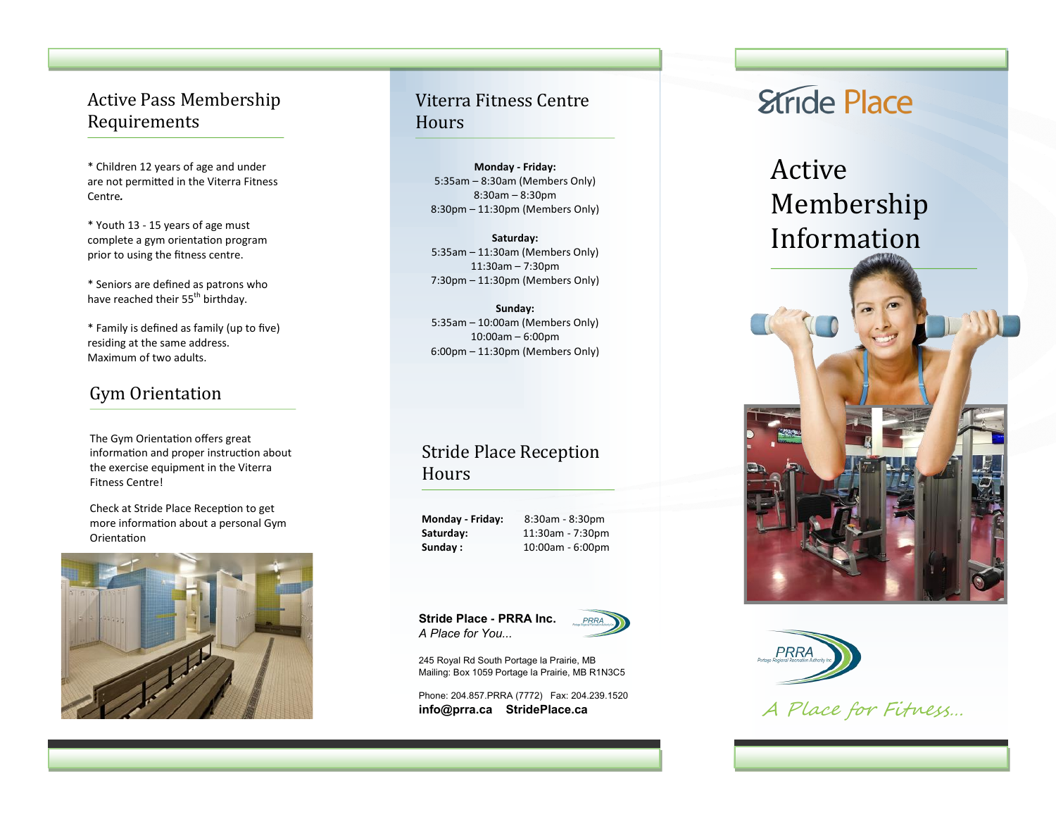## Active Pass Membership Requirements

* Children 12 years of age and under are not permitted in the Viterra Fitness Centre.

* Youth 13 - 15 years of age must complete a gym orientation program prior to using the fitness centre.

* Seniors are defined as patrons who have reached their 55th birthday.

* Family is defined as family (up to five) residing at the same address. Maximum of two adults.

## Gym Orientation

The Gym Orientation offers great information and proper instruction about the exercise equipment in the Viterra Fitness Centre!

Check at Stride Place Reception to get more information about a personal Gym Orientation

## Viterra Fitness Centre Hours

**Monday - Friday:**
5:35am – 8:30am (Members Only)
8:30am – 8:30pm
8:30pm – 11:30pm (Members Only)

**Saturday:**
5:35am – 11:30am (Members Only)
11:30am – 7:30pm
7:30pm – 11:30pm (Members Only)

**Sunday:**
5:35am – 10:00am (Members Only)
10:00am – 6:00pm
6:00pm – 11:30pm (Members Only)

## Stride Place Reception Hours

| | |
|---|---|
| **Monday - Friday:** | 8:30am - 8:30pm |
| **Saturday:** | 11:30am - 7:30pm |
| **Sunday :** | 10:00am - 6:00pm |

**Stride Place - PRRA Inc.**
*A Place for You...*

PRRA Portage Regional Recreation Authority Inc.

245 Royal Rd South Portage la Prairie, MB
Mailing: Box 1059 Portage la Prairie, MB R1N3C5

Phone: 204.857.PRRA (7772) Fax: 204.239.1520
**info@prra.ca StridePlace.ca**

# Stride Place

# Active Membership Information

PRRA Portage Regional Recreation Authority Inc.

*A Place for Fitness...*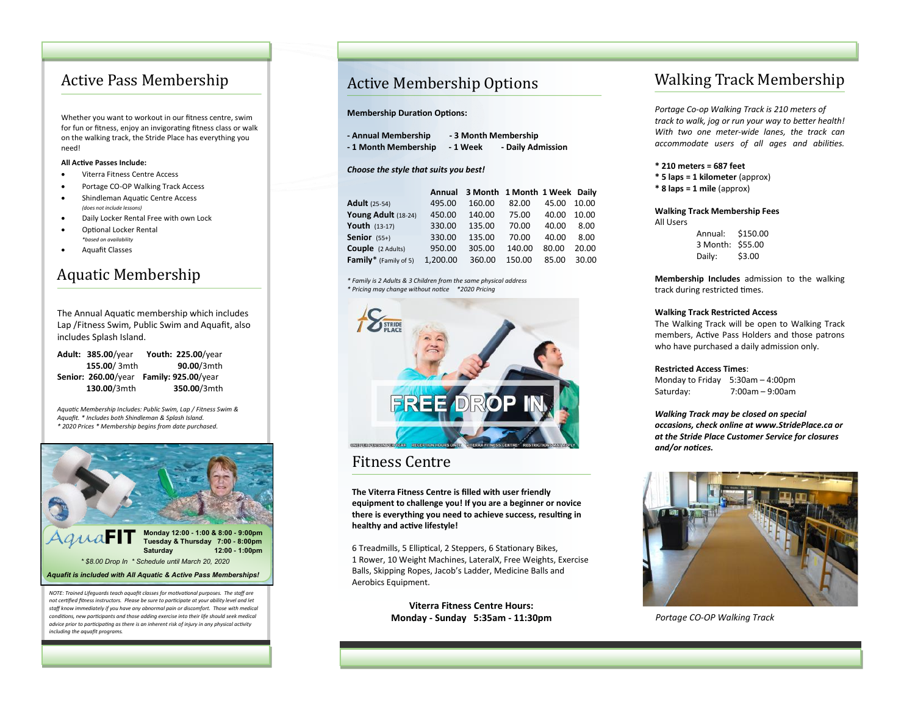# Active Pass Membership

Whether you want to workout in our fitness centre, swim for fun or fitness, enjoy an invigorating fitness class or walk on the walking track, the Stride Place has everything you need!

**All Active Passes Include:**

- Viterra Fitness Centre Access
- Portage CO-OP Walking Track Access
- Shindleman Aquatic Centre Access
  *(does not include lessons)*
- Daily Locker Rental Free with own Lock
- Optional Locker Rental
  *\*based on availability*
- Aquafit Classes

# Aquatic Membership

The Annual Aquatic membership which includes Lap /Fitness Swim, Public Swim and Aquafit, also includes Splash Island.

| | | | |
|---|---|---|---|
| **Adult:** | **385.00**/year | **Youth:** | **225.00**/year |
| | **155.00**/ 3mth | | **90.00**/3mth |
| **Senior:** | **260.00**/year | **Family:** | **925.00**/year |
| | **130.00**/3mth | | **350.00**/3mth |

*Aquatic Membership Includes: Public Swim, Lap / Fitness Swim & Aquafit. \* Includes both Shindleman & Splash Island.*
*\* 2020 Prices \* Membership begins from date purchased.*

**AquaFIT**
**Monday 12:00 - 1:00 & 8:00 - 9:00pm**
**Tuesday & Thursday 7:00 - 8:00pm**
**Saturday 12:00 - 1:00pm**
*\* $8.00 Drop In \* Schedule until March 20, 2020*
***Aquafit is included with All Aquatic & Active Pass Memberships!***

*NOTE: Trained Lifeguards teach aquafit classes for motivational purposes. The staff are not certified fitness instructors. Please be sure to participate at your ability level and let staff know immediately if you have any abnormal pain or discomfort. Those with medical conditions, new participants and those adding exercise into their life should seek medical advice prior to participating as there is an inherent risk of injury in any physical activity including the aquafit programs.*

# Active Membership Options

**Membership Duration Options:**

**- Annual Membership - 3 Month Membership**
**- 1 Month Membership - 1 Week - Daily Admission**

***Choose the style that suits you best!***

| | Annual | 3 Month | 1 Month | 1 Week | Daily |
|---|---|---|---|---|---|
| **Adult** (25-54) | 495.00 | 160.00 | 82.00 | 45.00 | 10.00 |
| **Young Adult** (18-24) | 450.00 | 140.00 | 75.00 | 40.00 | 10.00 |
| **Youth** (13-17) | 330.00 | 135.00 | 70.00 | 40.00 | 8.00 |
| **Senior** (55+) | 330.00 | 135.00 | 70.00 | 40.00 | 8.00 |
| **Couple** (2 Adults) | 950.00 | 305.00 | 140.00 | 80.00 | 20.00 |
| **Family**\* (Family of 5) | 1,200.00 | 360.00 | 150.00 | 85.00 | 30.00 |

*\* Family is 2 Adults & 3 Children from the same physical address*
*\* Pricing may change without notice \*2020 Pricing*

STRIDE PLACE
FREE DROP IN
ONE PER PERSON PER YEAR · RECEPTION HOURS ONLY · VITERRA FITNESS CENTRE · RESTRICTIONS MAY APPLY

# Fitness Centre

**The Viterra Fitness Centre is filled with user friendly equipment to challenge you! If you are a beginner or novice there is everything you need to achieve success, resulting in healthy and active lifestyle!**

6 Treadmills, 5 Elliptical, 2 Steppers, 6 Stationary Bikes, 1 Rower, 10 Weight Machines, LateralX, Free Weights, Exercise Balls, Skipping Ropes, Jacob's Ladder, Medicine Balls and Aerobics Equipment.

**Viterra Fitness Centre Hours:**
**Monday - Sunday 5:35am - 11:30pm**

# Walking Track Membership

*Portage Co-op Walking Track is 210 meters of track to walk, jog or run your way to better health! With two one meter-wide lanes, the track can accommodate users of all ages and abilities.*

**\* 210 meters = 687 feet**
**\* 5 laps = 1 kilometer** (approx)
**\* 8 laps = 1 mile** (approx)

**Walking Track Membership Fees**
All Users

Annual: $150.00
3 Month: $55.00
Daily: $3.00

**Membership Includes** admission to the walking track during restricted times.

**Walking Track Restricted Access**
The Walking Track will be open to Walking Track members, Active Pass Holders and those patrons who have purchased a daily admission only.

**Restricted Access Times**:
Monday to Friday 5:30am – 4:00pm
Saturday: 7:00am – 9:00am

***Walking Track may be closed on special occasions, check online at www.StridePlace.ca or at the Stride Place Customer Service for closures and/or notices.***

*Portage CO-OP Walking Track*